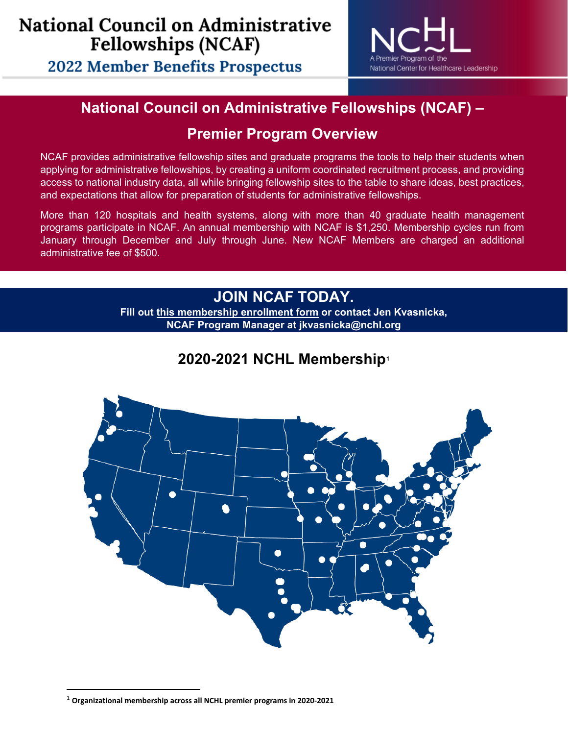# National Council on Administrative Fellowships (NCAF)

## 2022 Member Benefits Prospectus

NCHL
A Premier Program of the National Center for Healthcare Leadership

## National Council on Administrative Fellowships (NCAF) – Premier Program Overview

NCAF provides administrative fellowship sites and graduate programs the tools to help their students when applying for administrative fellowships, by creating a uniform coordinated recruitment process, and providing access to national industry data, all while bringing fellowship sites to the table to share ideas, best practices, and expectations that allow for preparation of students for administrative fellowships.

More than 120 hospitals and health systems, along with more than 40 graduate health management programs participate in NCAF. An annual membership with NCAF is $1,250. Membership cycles run from January through December and July through June. New NCAF Members are charged an additional administrative fee of $500.

## JOIN NCAF TODAY.

**Fill out this membership enrollment form or contact Jen Kvasnicka, NCAF Program Manager at jkvasnicka@nchl.org**

## 2020-2021 NCHL Membership[1]

[1] **Organizational membership across all NCHL premier programs in 2020-2021**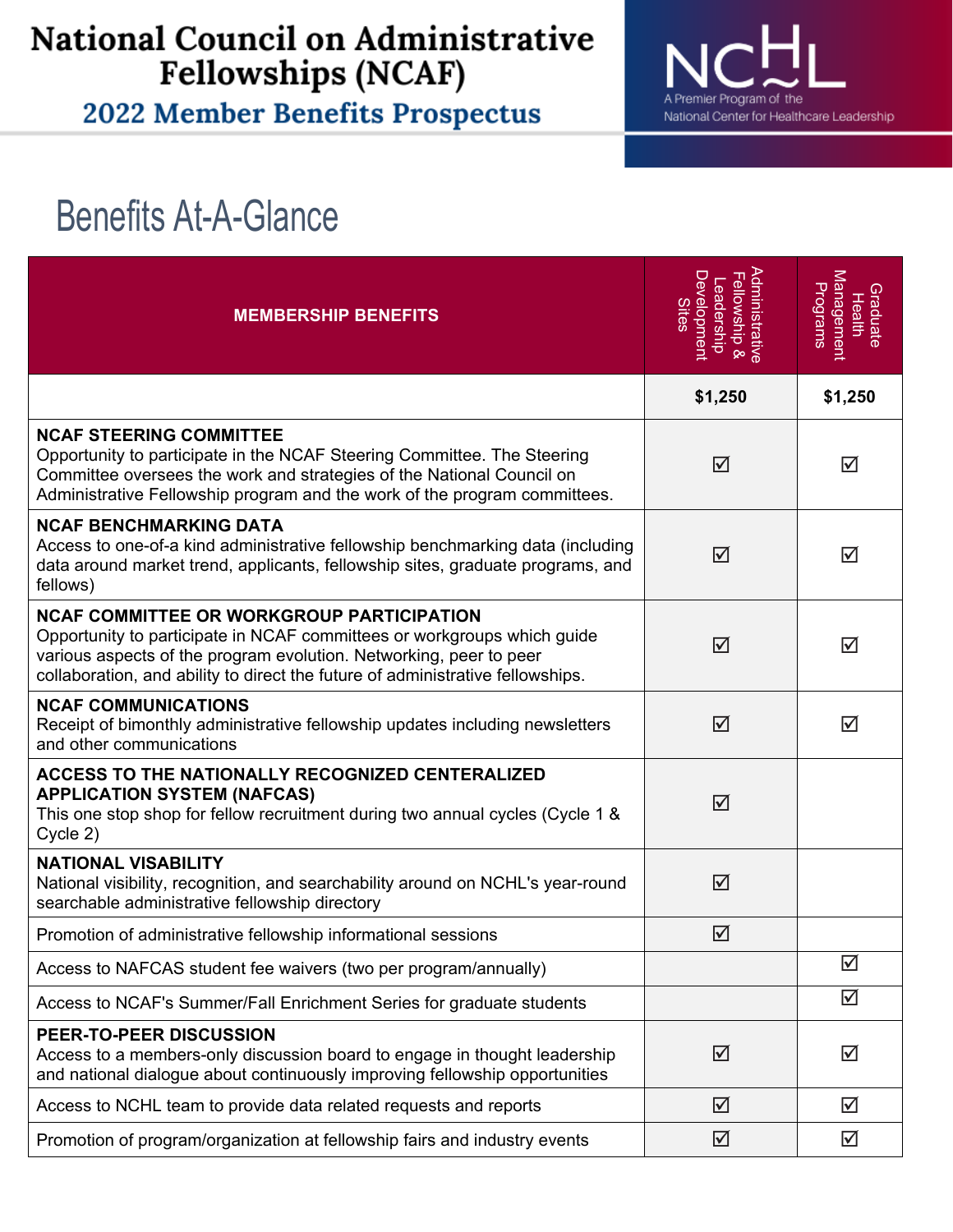# National Council on Administrative Fellowships (NCAF)

## 2022 Member Benefits Prospectus

NCHL
A Premier Program of the National Center for Healthcare Leadership

## Benefits At-A-Glance

| MEMBERSHIP BENEFITS | Administrative Fellowship & Leadership Development Sites | Graduate Health Management Programs |
|---|---|---|
| | **$1,250** | **$1,250** |
| **NCAF STEERING COMMITTEE**<br>Opportunity to participate in the NCAF Steering Committee. The Steering Committee oversees the work and strategies of the National Council on Administrative Fellowship program and the work of the program committees. | ☑ | ☑ |
| **NCAF BENCHMARKING DATA**<br>Access to one-of-a kind administrative fellowship benchmarking data (including data around market trend, applicants, fellowship sites, graduate programs, and fellows) | ☑ | ☑ |
| **NCAF COMMITTEE OR WORKGROUP PARTICIPATION**<br>Opportunity to participate in NCAF committees or workgroups which guide various aspects of the program evolution. Networking, peer to peer collaboration, and ability to direct the future of administrative fellowships. | ☑ | ☑ |
| **NCAF COMMUNICATIONS**<br>Receipt of bimonthly administrative fellowship updates including newsletters and other communications | ☑ | ☑ |
| **ACCESS TO THE NATIONALLY RECOGNIZED CENTERALIZED APPLICATION SYSTEM (NAFCAS)**<br>This one stop shop for fellow recruitment during two annual cycles (Cycle 1 & Cycle 2) | ☑ | |
| **NATIONAL VASABILITY**<br>National visibility, recognition, and searchability around on NCHL's year-round searchable administrative fellowship directory | ☑ | |
| Promotion of administrative fellowship informational sessions | ☑ | |
| Access to NAFCAS student fee waivers (two per program/annually) | | ☑ |
| Access to NCAF's Summer/Fall Enrichment Series for graduate students | | ☑ |
| **PEER-TO-PEER DISCUSSION**<br>Access to a members-only discussion board to engage in thought leadership and national dialogue about continuously improving fellowship opportunities | ☑ | ☑ |
| Access to NCHL team to provide data related requests and reports | ☑ | ☑ |
| Promotion of program/organization at fellowship fairs and industry events | ☑ | ☑ |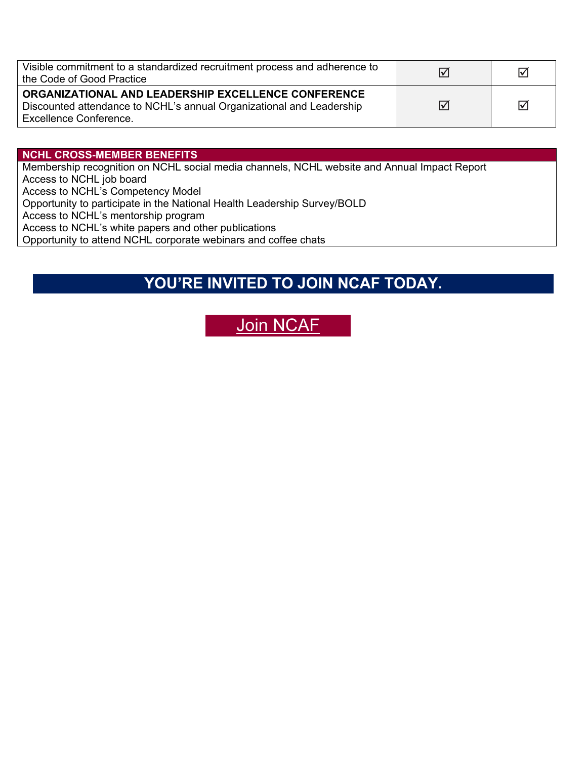| | | |
|---|---|---|
| Visible commitment to a standardized recruitment process and adherence to the Code of Good Practice | ☑ | ☑ |
| **ORGANIZATIONAL AND LEADERSHIP EXCELLENCE CONFERENCE** Discounted attendance to NCHL's annual Organizational and Leadership Excellence Conference. | ☑ | ☑ |

| NCHL CROSS-MEMBER BENEFITS |
|---|
| Membership recognition on NCHL social media channels, NCHL website and Annual Impact Report |
| Access to NCHL job board |
| Access to NCHL's Competency Model |
| Opportunity to participate in the National Health Leadership Survey/BOLD |
| Access to NCHL's mentorship program |
| Access to NCHL's white papers and other publications |
| Opportunity to attend NCHL corporate webinars and coffee chats |

## YOU'RE INVITED TO JOIN NCAF TODAY.

Join NCAF